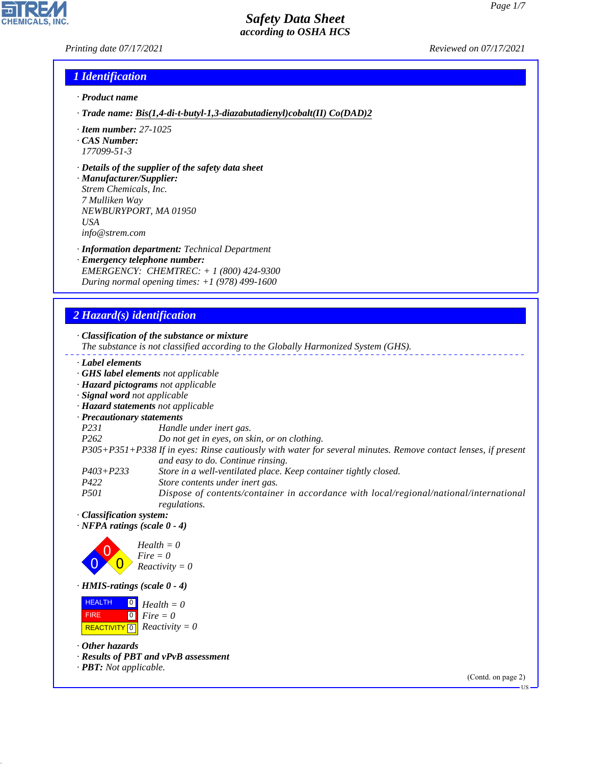# Safety Data Sheet
*according to OSHA HCS*

Printing date 07/17/2021 Reviewed on 07/17/2021

## 1 Identification

· **Product name**

· **Trade name: Bis(1,4-di-t-butyl-1,3-diazabutadienyl)cobalt(II) Co(DAD)2**

· **Item number:** 27-1025
· **CAS Number:**
177099-51-3

· **Details of the supplier of the safety data sheet**
· **Manufacturer/Supplier:**
Strem Chemicals, Inc.
7 Mulliken Way
NEWBURYPORT, MA 01950
USA
info@strem.com

· **Information department:** Technical Department
· **Emergency telephone number:**
EMERGENCY: CHEMTREC: + 1 (800) 424-9300
During normal opening times: +1 (978) 499-1600

## 2 Hazard(s) identification

· **Classification of the substance or mixture**
The substance is not classified according to the Globally Harmonized System (GHS).

· **Label elements**
· **GHS label elements** not applicable
· **Hazard pictograms** not applicable
· **Signal word** not applicable
· **Hazard statements** not applicable
· **Precautionary statements**

| | |
|---|---|
| P231 | Handle under inert gas. |
| P262 | Do not get in eyes, on skin, or on clothing. |
| P305+P351+P338 | If in eyes: Rinse cautiously with water for several minutes. Remove contact lenses, if present and easy to do. Continue rinsing. |
| P403+P233 | Store in a well-ventilated place. Keep container tightly closed. |
| P422 | Store contents under inert gas. |
| P501 | Dispose of contents/container in accordance with local/regional/national/international regulations. |

· **Classification system:**
· **NFPA ratings (scale 0 - 4)**

Health = 0
Fire = 0
Reactivity = 0

· **HMIS-ratings (scale 0 - 4)**

| | | |
|---|---|---|
| HEALTH | 0 | Health = 0 |
| FIRE | 0 | Fire = 0 |
| REACTIVITY | 0 | Reactivity = 0 |

· **Other hazards**
· **Results of PBT and vPvB assessment**
· **PBT:** Not applicable.

(Contd. on page 2)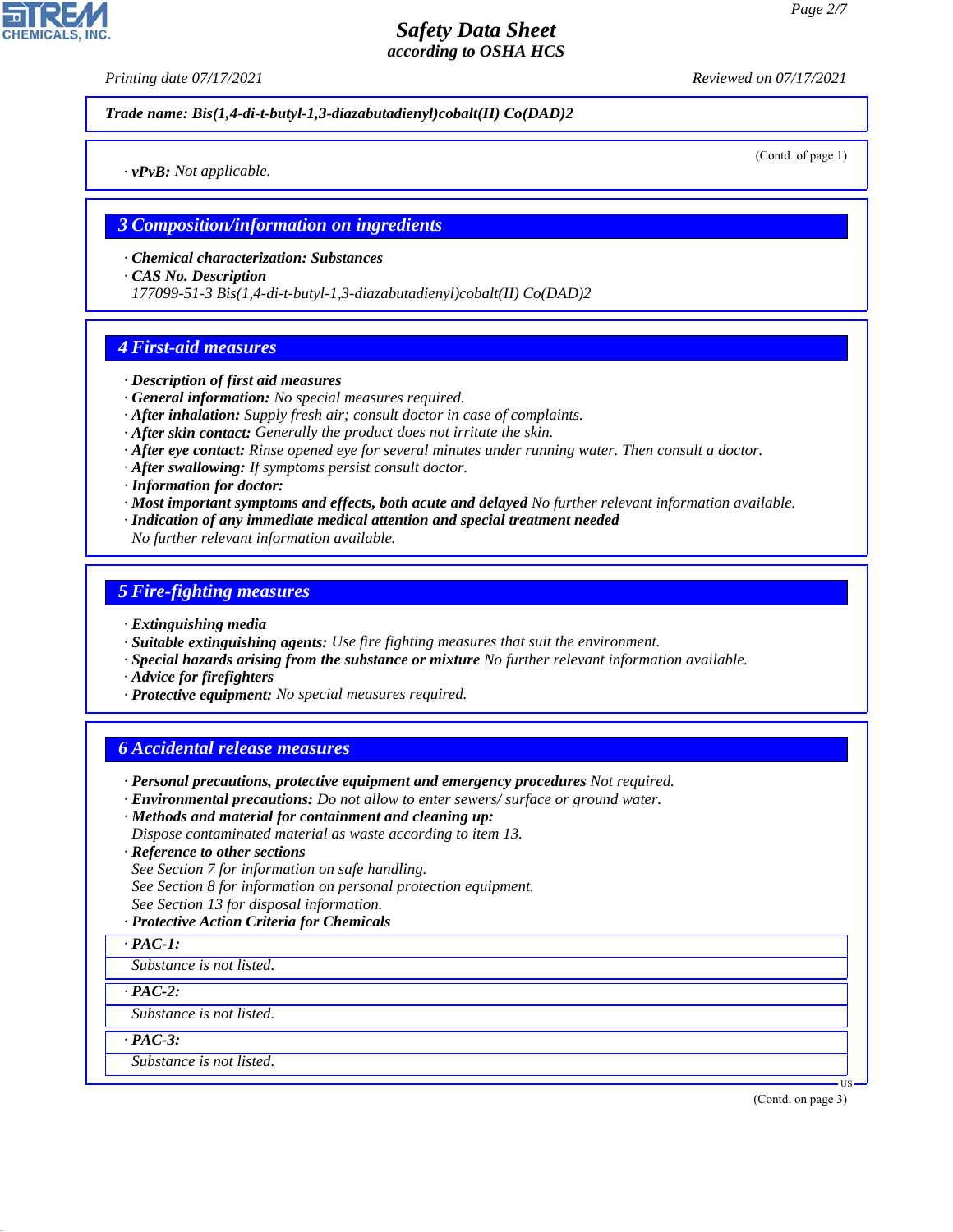Trade name: Bis(1,4-di-t-butyl-1,3-diazabutadienyl)cobalt(II) Co(DAD)2

(Contd. of page 1)

· **vPvB:** Not applicable.

## 3 Composition/information on ingredients

· **Chemical characterization: Substances**
· **CAS No. Description**
177099-51-3 Bis(1,4-di-t-butyl-1,3-diazabutadienyl)cobalt(II) Co(DAD)2

## 4 First-aid measures

· **Description of first aid measures**
· **General information:** No special measures required.
· **After inhalation:** Supply fresh air; consult doctor in case of complaints.
· **After skin contact:** Generally the product does not irritate the skin.
· **After eye contact:** Rinse opened eye for several minutes under running water. Then consult a doctor.
· **After swallowing:** If symptoms persist consult doctor.
· **Information for doctor:**
· **Most important symptoms and effects, both acute and delayed** No further relevant information available.
· **Indication of any immediate medical attention and special treatment needed**
No further relevant information available.

## 5 Fire-fighting measures

· **Extinguishing media**
· **Suitable extinguishing agents:** Use fire fighting measures that suit the environment.
· **Special hazards arising from the substance or mixture** No further relevant information available.
· **Advice for firefighters**
· **Protective equipment:** No special measures required.

## 6 Accidental release measures

· **Personal precautions, protective equipment and emergency procedures** Not required.
· **Environmental precautions:** Do not allow to enter sewers/ surface or ground water.
· **Methods and material for containment and cleaning up:**
Dispose contaminated material as waste according to item 13.
· **Reference to other sections**
See Section 7 for information on safe handling.
See Section 8 for information on personal protection equipment.
See Section 13 for disposal information.
· **Protective Action Criteria for Chemicals**

· **PAC-1:**
Substance is not listed.

· **PAC-2:**
Substance is not listed.

· **PAC-3:**
Substance is not listed.

(Contd. on page 3)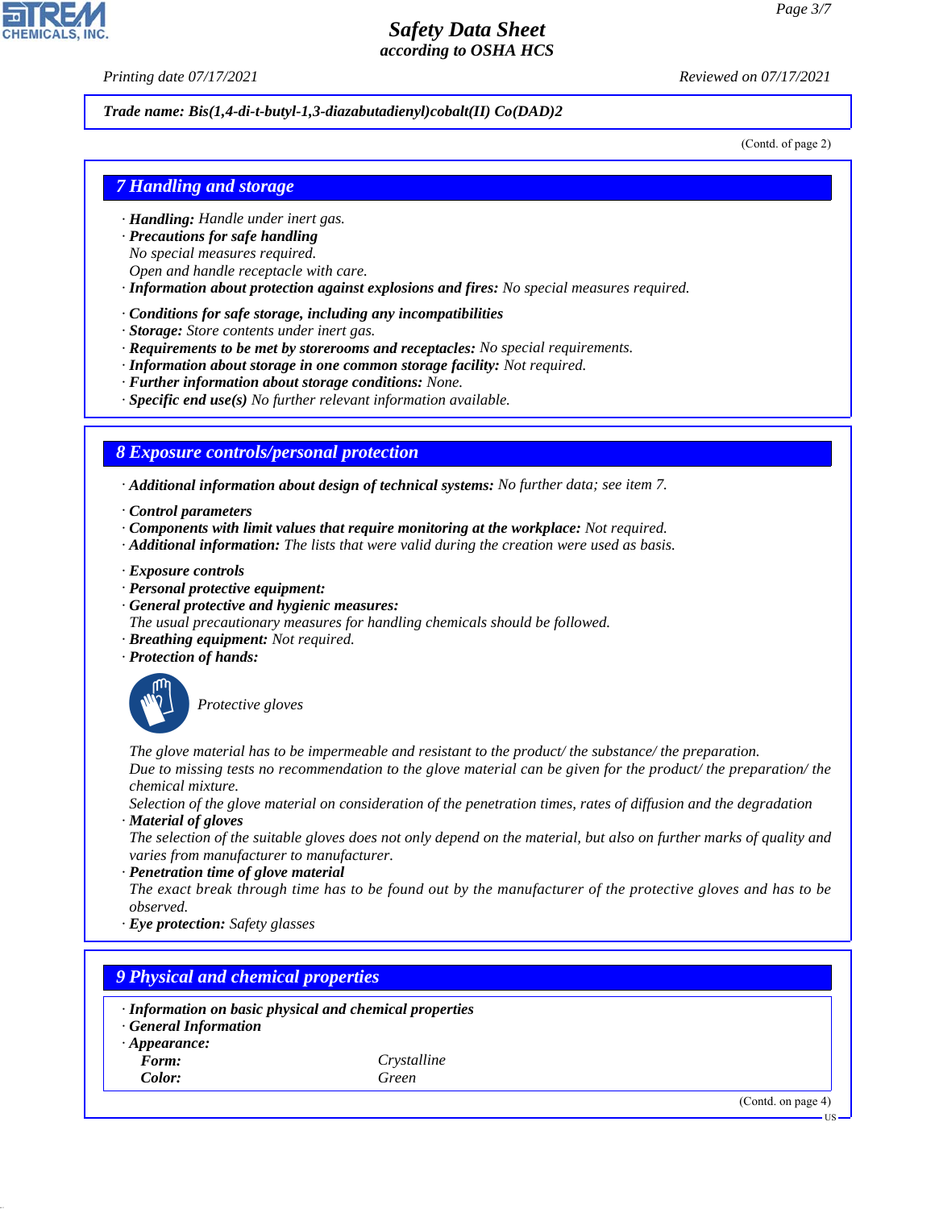Trade name: Bis(1,4-di-t-butyl-1,3-diazabutadienyl)cobalt(II) Co(DAD)2

(Contd. of page 2)

## 7 Handling and storage

· **Handling:** Handle under inert gas.
· **Precautions for safe handling**
No special measures required.
Open and handle receptacle with care.
· **Information about protection against explosions and fires:** No special measures required.

· **Conditions for safe storage, including any incompatibilities**
· **Storage:** Store contents under inert gas.
· **Requirements to be met by storerooms and receptacles:** No special requirements.
· **Information about storage in one common storage facility:** Not required.
· **Further information about storage conditions:** None.
· **Specific end use(s)** No further relevant information available.

## 8 Exposure controls/personal protection

· **Additional information about design of technical systems:** No further data; see item 7.

· **Control parameters**
· **Components with limit values that require monitoring at the workplace:** Not required.
· **Additional information:** The lists that were valid during the creation were used as basis.

· **Exposure controls**
· **Personal protective equipment:**
· **General protective and hygienic measures:**
The usual precautionary measures for handling chemicals should be followed.
· **Breathing equipment:** Not required.
· **Protection of hands:**

Protective gloves

The glove material has to be impermeable and resistant to the product/ the substance/ the preparation.
Due to missing tests no recommendation to the glove material can be given for the product/ the preparation/ the chemical mixture.
Selection of the glove material on consideration of the penetration times, rates of diffusion and the degradation
· **Material of gloves**
The selection of the suitable gloves does not only depend on the material, but also on further marks of quality and varies from manufacturer to manufacturer.
· **Penetration time of glove material**
The exact break through time has to be found out by the manufacturer of the protective gloves and has to be observed.
· **Eye protection:** Safety glasses

## 9 Physical and chemical properties

· **Information on basic physical and chemical properties**
· **General Information**
· **Appearance:**

| | |
|---|---|
| **Form:** | Crystalline |
| **Color:** | Green |

(Contd. on page 4)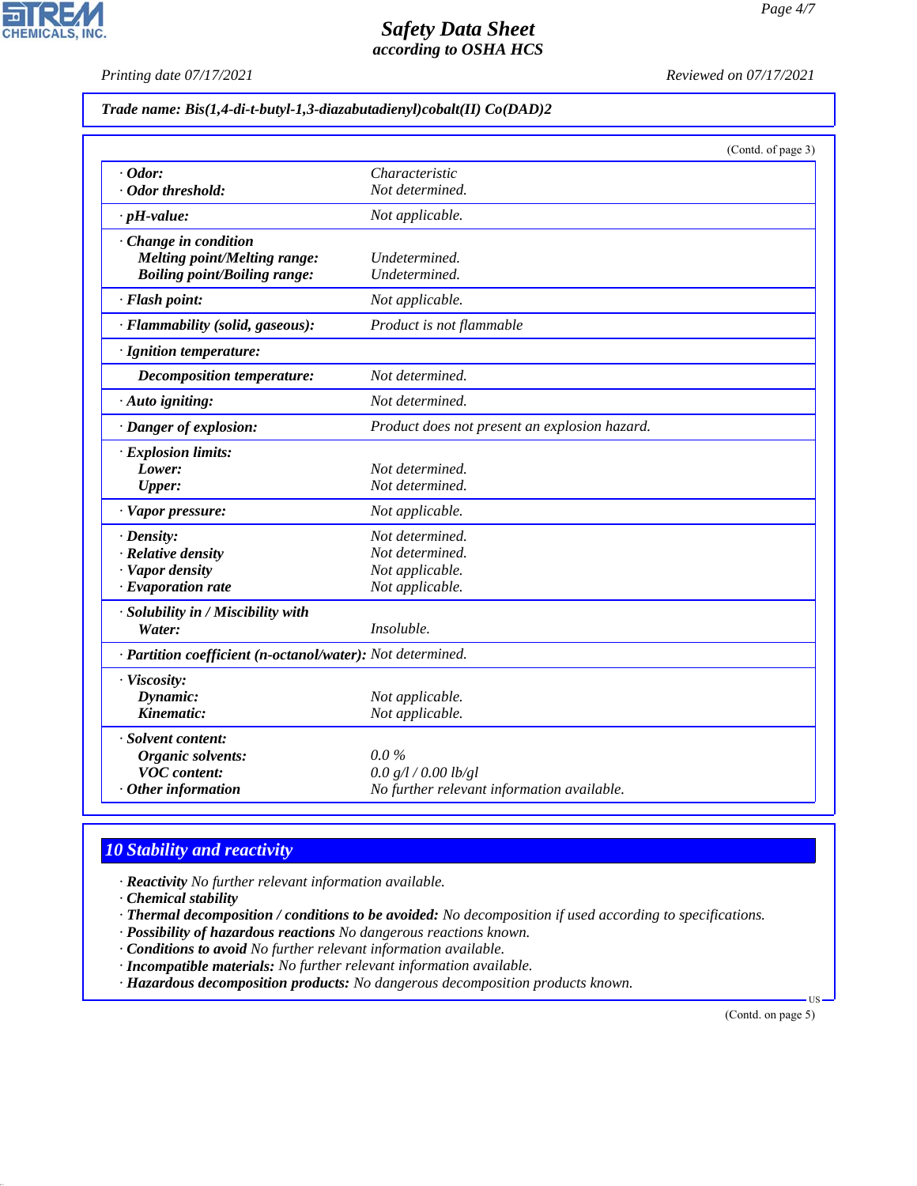**Trade name: Bis(1,4-di-t-butyl-1,3-diazabutadienyl)cobalt(II) Co(DAD)2**

(Contd. of page 3)

| | |
|---|---|
| · **Odor:** | Characteristic |
| · **Odor threshold:** | Not determined. |
| · **pH-value:** | Not applicable. |
| · **Change in condition** | |
| **Melting point/Melting range:** | Undetermined. |
| **Boiling point/Boiling range:** | Undetermined. |
| · **Flash point:** | Not applicable. |
| · **Flammability (solid, gaseous):** | Product is not flammable |
| · **Ignition temperature:** | |
| **Decomposition temperature:** | Not determined. |
| · **Auto igniting:** | Not determined. |
| · **Danger of explosion:** | Product does not present an explosion hazard. |
| · **Explosion limits:** | |
| **Lower:** | Not determined. |
| **Upper:** | Not determined. |
| · **Vapor pressure:** | Not applicable. |
| · **Density:** | Not determined. |
| · **Relative density** | Not determined. |
| · **Vapor density** | Not applicable. |
| · **Evaporation rate** | Not applicable. |
| · **Solubility in / Miscibility with** | |
| **Water:** | Insoluble. |
| · **Partition coefficient (n-octanol/water):** | Not determined. |
| · **Viscosity:** | |
| **Dynamic:** | Not applicable. |
| **Kinematic:** | Not applicable. |
| · **Solvent content:** | |
| **Organic solvents:** | 0.0 % |
| **VOC content:** | 0.0 g/l / 0.00 lb/gl |
| · **Other information** | No further relevant information available. |

## 10 Stability and reactivity

· **Reactivity** No further relevant information available.
· **Chemical stability**
· **Thermal decomposition / conditions to be avoided:** No decomposition if used according to specifications.
· **Possibility of hazardous reactions** No dangerous reactions known.
· **Conditions to avoid** No further relevant information available.
· **Incompatible materials:** No further relevant information available.
· **Hazardous decomposition products:** No dangerous decomposition products known.

(Contd. on page 5)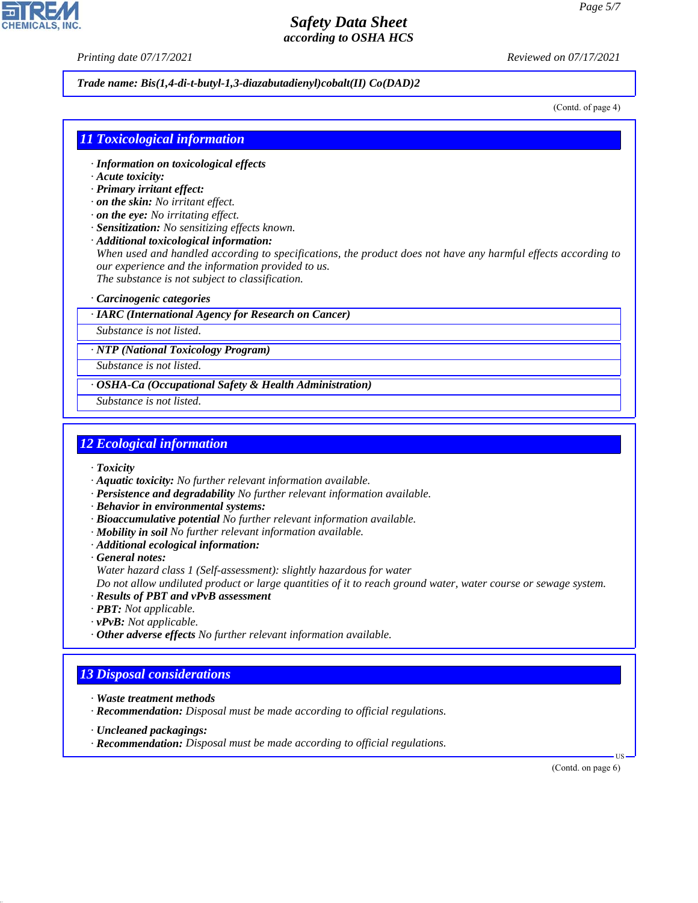Trade name: Bis(1,4-di-t-butyl-1,3-diazabutadienyl)cobalt(II) Co(DAD)2

(Contd. of page 4)

## 11 Toxicological information

- **Information on toxicological effects**
- **Acute toxicity:**
- **Primary irritant effect:**
- **on the skin:** No irritant effect.
- **on the eye:** No irritating effect.
- **Sensitization:** No sensitizing effects known.
- **Additional toxicological information:**
  When used and handled according to specifications, the product does not have any harmful effects according to our experience and the information provided to us.
  The substance is not subject to classification.

- **Carcinogenic categories**

| · IARC (International Agency for Research on Cancer) |
|---|
| Substance is not listed. |

| · NTP (National Toxicology Program) |
|---|
| Substance is not listed. |

| · OSHA-Ca (Occupational Safety & Health Administration) |
|---|
| Substance is not listed. |

## 12 Ecological information

- **Toxicity**
- **Aquatic toxicity:** No further relevant information available.
- **Persistence and degradability** No further relevant information available.
- **Behavior in environmental systems:**
- **Bioaccumulative potential** No further relevant information available.
- **Mobility in soil** No further relevant information available.
- **Additional ecological information:**
- **General notes:**
  Water hazard class 1 (Self-assessment): slightly hazardous for water
  Do not allow undiluted product or large quantities of it to reach ground water, water course or sewage system.
- **Results of PBT and vPvB assessment**
- **PBT:** Not applicable.
- **vPvB:** Not applicable.
- **Other adverse effects** No further relevant information available.

## 13 Disposal considerations

- **Waste treatment methods**
- **Recommendation:** Disposal must be made according to official regulations.

- **Uncleaned packagings:**
- **Recommendation:** Disposal must be made according to official regulations.

(Contd. on page 6)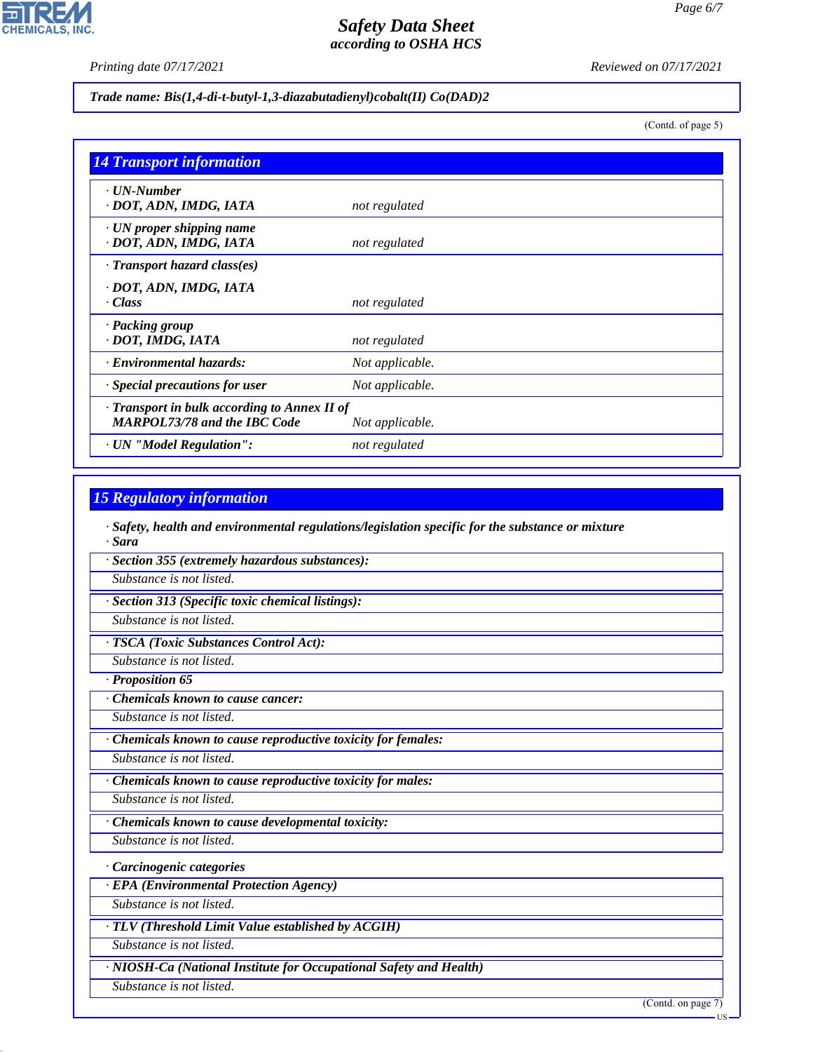Trade name: Bis(1,4-di-t-butyl-1,3-diazabutadienyl)cobalt(II) Co(DAD)2

(Contd. of page 5)

## 14 Transport information

| | |
|---|---|
| · **UN-Number** · **DOT, ADN, IMDG, IATA** | not regulated |
| · **UN proper shipping name** · **DOT, ADN, IMDG, IATA** | not regulated |
| · **Transport hazard class(es)** · **DOT, ADN, IMDG, IATA** · **Class** | not regulated |
| · **Packing group** · **DOT, IMDG, IATA** | not regulated |
| · **Environmental hazards:** | Not applicable. |
| · **Special precautions for user** | Not applicable. |
| · **Transport in bulk according to Annex II of MARPOL73/78 and the IBC Code** | Not applicable. |
| · **UN "Model Regulation":** | not regulated |

## 15 Regulatory information

· **Safety, health and environmental regulations/legislation specific for the substance or mixture**
· **Sara**

· **Section 355 (extremely hazardous substances):**
Substance is not listed.

· **Section 313 (Specific toxic chemical listings):**
Substance is not listed.

· **TSCA (Toxic Substances Control Act):**
Substance is not listed.

· **Proposition 65**

· **Chemicals known to cause cancer:**
Substance is not listed.

· **Chemicals known to cause reproductive toxicity for females:**
Substance is not listed.

· **Chemicals known to cause reproductive toxicity for males:**
Substance is not listed.

· **Chemicals known to cause developmental toxicity:**
Substance is not listed.

· **Carcinogenic categories**

· **EPA (Environmental Protection Agency)**
Substance is not listed.

· **TLV (Threshold Limit Value established by ACGIH)**
Substance is not listed.

· **NIOSH-Ca (National Institute for Occupational Safety and Health)**
Substance is not listed.

(Contd. on page 7)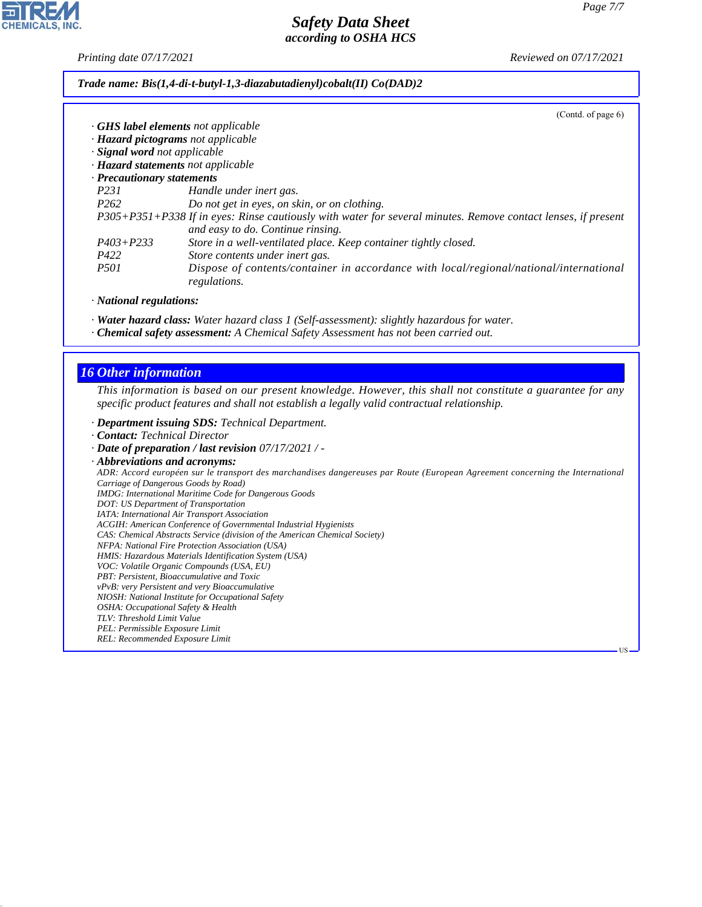**Trade name: Bis(1,4-di-t-butyl-1,3-diazabutadienyl)cobalt(II) Co(DAD)2**

(Contd. of page 6)

· **GHS label elements** not applicable
· **Hazard pictograms** not applicable
· **Signal word** not applicable
· **Hazard statements** not applicable
· **Precautionary statements**

| | |
|---|---|
| P231 | Handle under inert gas. |
| P262 | Do not get in eyes, on skin, or on clothing. |
| P305+P351+P338 | If in eyes: Rinse cautiously with water for several minutes. Remove contact lenses, if present and easy to do. Continue rinsing. |
| P403+P233 | Store in a well-ventilated place. Keep container tightly closed. |
| P422 | Store contents under inert gas. |
| P501 | Dispose of contents/container in accordance with local/regional/national/international regulations. |

· **National regulations:**

· **Water hazard class:** Water hazard class 1 (Self-assessment): slightly hazardous for water.
· **Chemical safety assessment:** A Chemical Safety Assessment has not been carried out.

## 16 Other information

This information is based on our present knowledge. However, this shall not constitute a guarantee for any specific product features and shall not establish a legally valid contractual relationship.

· **Department issuing SDS:** Technical Department.
· **Contact:** Technical Director
· **Date of preparation / last revision** 07/17/2021 / -
· **Abbreviations and acronyms:**

ADR: Accord européen sur le transport des marchandises dangereuses par Route (European Agreement concerning the International Carriage of Dangerous Goods by Road)
IMDG: International Maritime Code for Dangerous Goods
DOT: US Department of Transportation
IATA: International Air Transport Association
ACGIH: American Conference of Governmental Industrial Hygienists
CAS: Chemical Abstracts Service (division of the American Chemical Society)
NFPA: National Fire Protection Association (USA)
HMIS: Hazardous Materials Identification System (USA)
VOC: Volatile Organic Compounds (USA, EU)
PBT: Persistent, Bioaccumulative and Toxic
vPvB: very Persistent and very Bioaccumulative
NIOSH: National Institute for Occupational Safety
OSHA: Occupational Safety & Health
TLV: Threshold Limit Value
PEL: Permissible Exposure Limit
REL: Recommended Exposure Limit